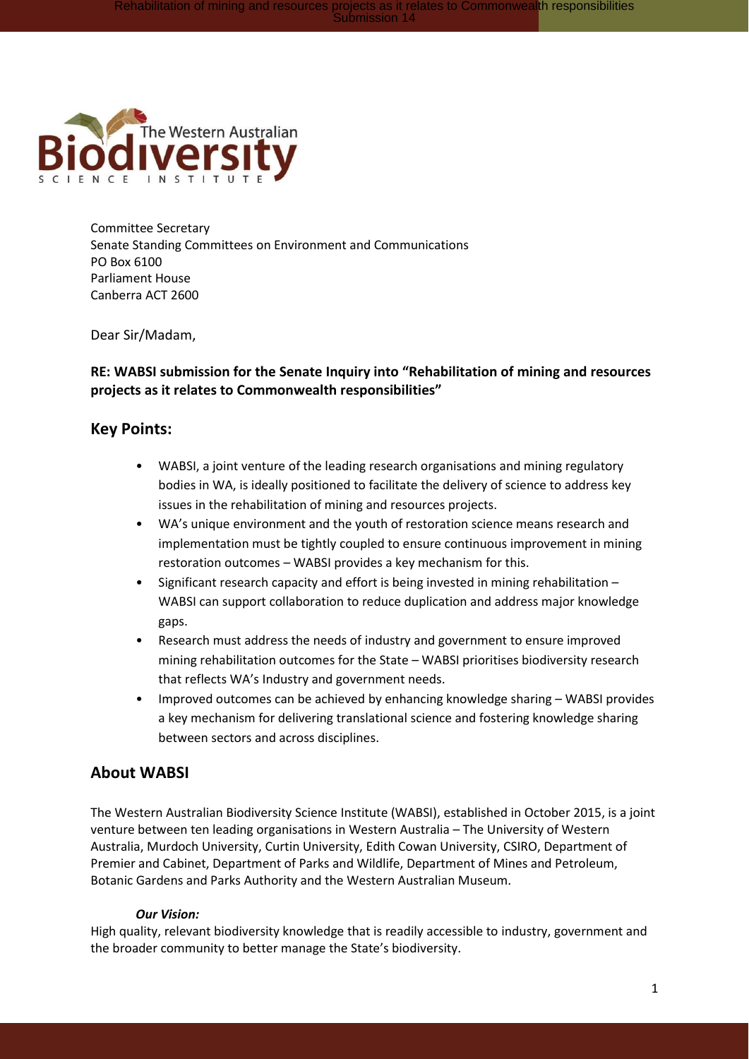Committee Secretary
Senate Standing Committees on Environment and Communications
PO Box 6100
Parliament House
Canberra ACT 2600

Dear Sir/Madam,

**RE: WABSI submission for the Senate Inquiry into "Rehabilitation of mining and resources projects as it relates to Commonwealth responsibilities"**

## Key Points:

- WABSI, a joint venture of the leading research organisations and mining regulatory bodies in WA, is ideally positioned to facilitate the delivery of science to address key issues in the rehabilitation of mining and resources projects.
- WA's unique environment and the youth of restoration science means research and implementation must be tightly coupled to ensure continuous improvement in mining restoration outcomes – WABSI provides a key mechanism for this.
- Significant research capacity and effort is being invested in mining rehabilitation – WABSI can support collaboration to reduce duplication and address major knowledge gaps.
- Research must address the needs of industry and government to ensure improved mining rehabilitation outcomes for the State – WABSI prioritises biodiversity research that reflects WA's Industry and government needs.
- Improved outcomes can be achieved by enhancing knowledge sharing – WABSI provides a key mechanism for delivering translational science and fostering knowledge sharing between sectors and across disciplines.

## About WABSI

The Western Australian Biodiversity Science Institute (WABSI), established in October 2015, is a joint venture between ten leading organisations in Western Australia – The University of Western Australia, Murdoch University, Curtin University, Edith Cowan University, CSIRO, Department of Premier and Cabinet, Department of Parks and Wildlife, Department of Mines and Petroleum, Botanic Gardens and Parks Authority and the Western Australian Museum.

***Our Vision:***

High quality, relevant biodiversity knowledge that is readily accessible to industry, government and the broader community to better manage the State's biodiversity.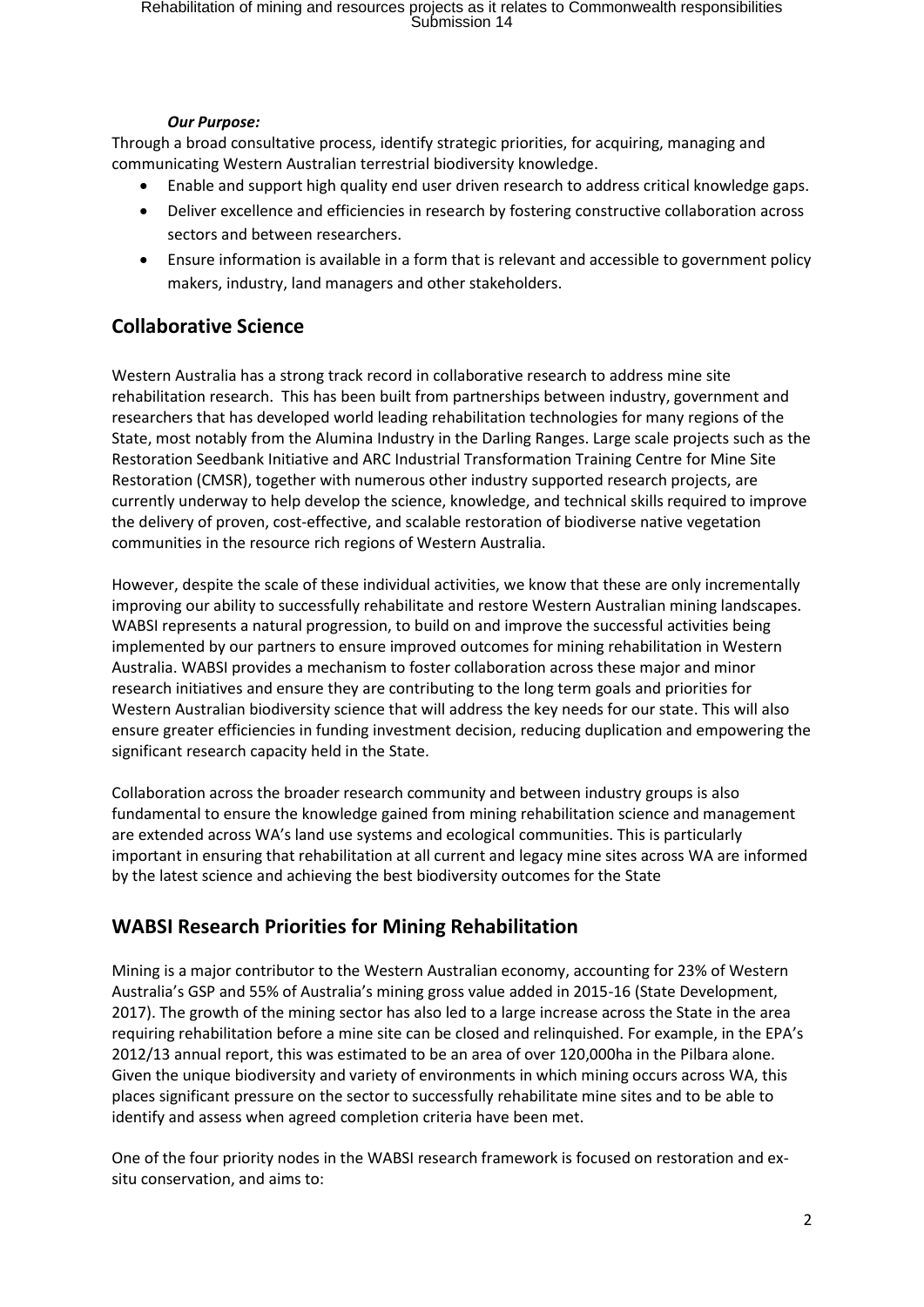***Our Purpose:***

Through a broad consultative process, identify strategic priorities, for acquiring, managing and communicating Western Australian terrestrial biodiversity knowledge.

- Enable and support high quality end user driven research to address critical knowledge gaps.
- Deliver excellence and efficiencies in research by fostering constructive collaboration across sectors and between researchers.
- Ensure information is available in a form that is relevant and accessible to government policy makers, industry, land managers and other stakeholders.

## Collaborative Science

Western Australia has a strong track record in collaborative research to address mine site rehabilitation research. This has been built from partnerships between industry, government and researchers that has developed world leading rehabilitation technologies for many regions of the State, most notably from the Alumina Industry in the Darling Ranges. Large scale projects such as the Restoration Seedbank Initiative and ARC Industrial Transformation Training Centre for Mine Site Restoration (CMSR), together with numerous other industry supported research projects, are currently underway to help develop the science, knowledge, and technical skills required to improve the delivery of proven, cost-effective, and scalable restoration of biodiverse native vegetation communities in the resource rich regions of Western Australia.

However, despite the scale of these individual activities, we know that these are only incrementally improving our ability to successfully rehabilitate and restore Western Australian mining landscapes. WABSI represents a natural progression, to build on and improve the successful activities being implemented by our partners to ensure improved outcomes for mining rehabilitation in Western Australia. WABSI provides a mechanism to foster collaboration across these major and minor research initiatives and ensure they are contributing to the long term goals and priorities for Western Australian biodiversity science that will address the key needs for our state. This will also ensure greater efficiencies in funding investment decision, reducing duplication and empowering the significant research capacity held in the State.

Collaboration across the broader research community and between industry groups is also fundamental to ensure the knowledge gained from mining rehabilitation science and management are extended across WA's land use systems and ecological communities. This is particularly important in ensuring that rehabilitation at all current and legacy mine sites across WA are informed by the latest science and achieving the best biodiversity outcomes for the State

## WABSI Research Priorities for Mining Rehabilitation

Mining is a major contributor to the Western Australian economy, accounting for 23% of Western Australia's GSP and 55% of Australia's mining gross value added in 2015-16 (State Development, 2017). The growth of the mining sector has also led to a large increase across the State in the area requiring rehabilitation before a mine site can be closed and relinquished. For example, in the EPA's 2012/13 annual report, this was estimated to be an area of over 120,000ha in the Pilbara alone. Given the unique biodiversity and variety of environments in which mining occurs across WA, this places significant pressure on the sector to successfully rehabilitate mine sites and to be able to identify and assess when agreed completion criteria have been met.

One of the four priority nodes in the WABSI research framework is focused on restoration and ex-situ conservation, and aims to: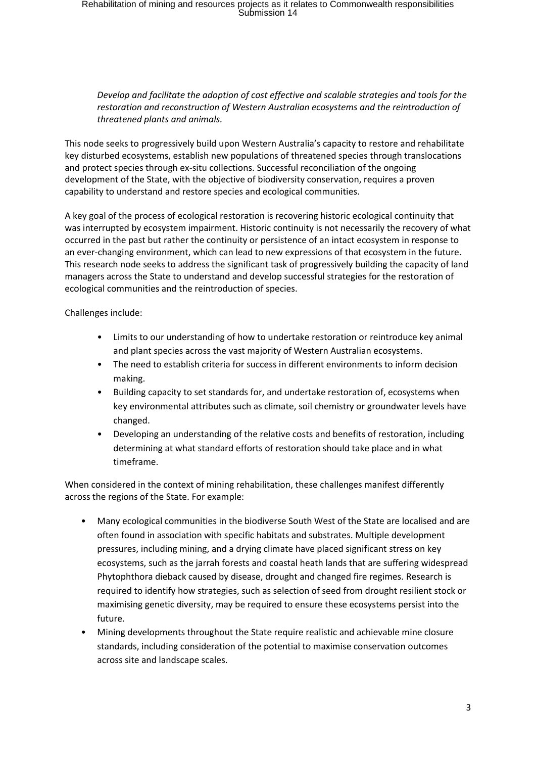*Develop and facilitate the adoption of cost effective and scalable strategies and tools for the restoration and reconstruction of Western Australian ecosystems and the reintroduction of threatened plants and animals.*

This node seeks to progressively build upon Western Australia's capacity to restore and rehabilitate key disturbed ecosystems, establish new populations of threatened species through translocations and protect species through ex-situ collections. Successful reconciliation of the ongoing development of the State, with the objective of biodiversity conservation, requires a proven capability to understand and restore species and ecological communities.

A key goal of the process of ecological restoration is recovering historic ecological continuity that was interrupted by ecosystem impairment. Historic continuity is not necessarily the recovery of what occurred in the past but rather the continuity or persistence of an intact ecosystem in response to an ever-changing environment, which can lead to new expressions of that ecosystem in the future. This research node seeks to address the significant task of progressively building the capacity of land managers across the State to understand and develop successful strategies for the restoration of ecological communities and the reintroduction of species.

Challenges include:

- Limits to our understanding of how to undertake restoration or reintroduce key animal and plant species across the vast majority of Western Australian ecosystems.
- The need to establish criteria for success in different environments to inform decision making.
- Building capacity to set standards for, and undertake restoration of, ecosystems when key environmental attributes such as climate, soil chemistry or groundwater levels have changed.
- Developing an understanding of the relative costs and benefits of restoration, including determining at what standard efforts of restoration should take place and in what timeframe.

When considered in the context of mining rehabilitation, these challenges manifest differently across the regions of the State. For example:

- Many ecological communities in the biodiverse South West of the State are localised and are often found in association with specific habitats and substrates. Multiple development pressures, including mining, and a drying climate have placed significant stress on key ecosystems, such as the jarrah forests and coastal heath lands that are suffering widespread Phytophthora dieback caused by disease, drought and changed fire regimes. Research is required to identify how strategies, such as selection of seed from drought resilient stock or maximising genetic diversity, may be required to ensure these ecosystems persist into the future.
- Mining developments throughout the State require realistic and achievable mine closure standards, including consideration of the potential to maximise conservation outcomes across site and landscape scales.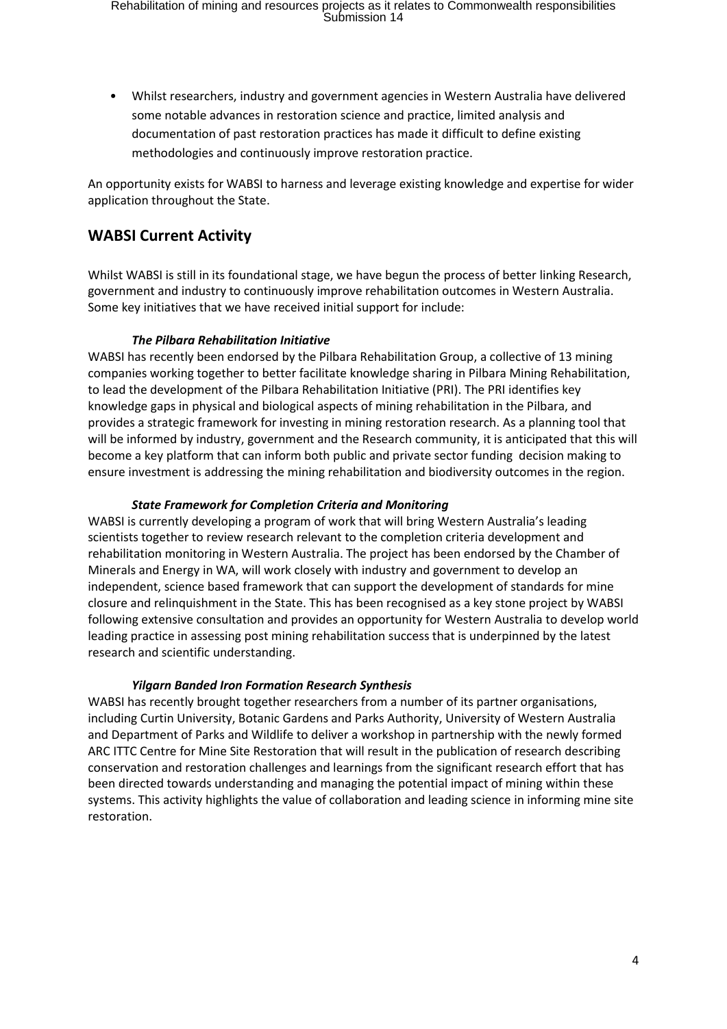- Whilst researchers, industry and government agencies in Western Australia have delivered some notable advances in restoration science and practice, limited analysis and documentation of past restoration practices has made it difficult to define existing methodologies and continuously improve restoration practice.

An opportunity exists for WABSI to harness and leverage existing knowledge and expertise for wider application throughout the State.

## WABSI Current Activity

Whilst WABSI is still in its foundational stage, we have begun the process of better linking Research, government and industry to continuously improve rehabilitation outcomes in Western Australia. Some key initiatives that we have received initial support for include:

***The Pilbara Rehabilitation Initiative***

WABSI has recently been endorsed by the Pilbara Rehabilitation Group, a collective of 13 mining companies working together to better facilitate knowledge sharing in Pilbara Mining Rehabilitation, to lead the development of the Pilbara Rehabilitation Initiative (PRI). The PRI identifies key knowledge gaps in physical and biological aspects of mining rehabilitation in the Pilbara, and provides a strategic framework for investing in mining restoration research. As a planning tool that will be informed by industry, government and the Research community, it is anticipated that this will become a key platform that can inform both public and private sector funding decision making to ensure investment is addressing the mining rehabilitation and biodiversity outcomes in the region.

***State Framework for Completion Criteria and Monitoring***

WABSI is currently developing a program of work that will bring Western Australia's leading scientists together to review research relevant to the completion criteria development and rehabilitation monitoring in Western Australia. The project has been endorsed by the Chamber of Minerals and Energy in WA, will work closely with industry and government to develop an independent, science based framework that can support the development of standards for mine closure and relinquishment in the State. This has been recognised as a key stone project by WABSI following extensive consultation and provides an opportunity for Western Australia to develop world leading practice in assessing post mining rehabilitation success that is underpinned by the latest research and scientific understanding.

***Yilgarn Banded Iron Formation Research Synthesis***

WABSI has recently brought together researchers from a number of its partner organisations, including Curtin University, Botanic Gardens and Parks Authority, University of Western Australia and Department of Parks and Wildlife to deliver a workshop in partnership with the newly formed ARC ITTC Centre for Mine Site Restoration that will result in the publication of research describing conservation and restoration challenges and learnings from the significant research effort that has been directed towards understanding and managing the potential impact of mining within these systems. This activity highlights the value of collaboration and leading science in informing mine site restoration.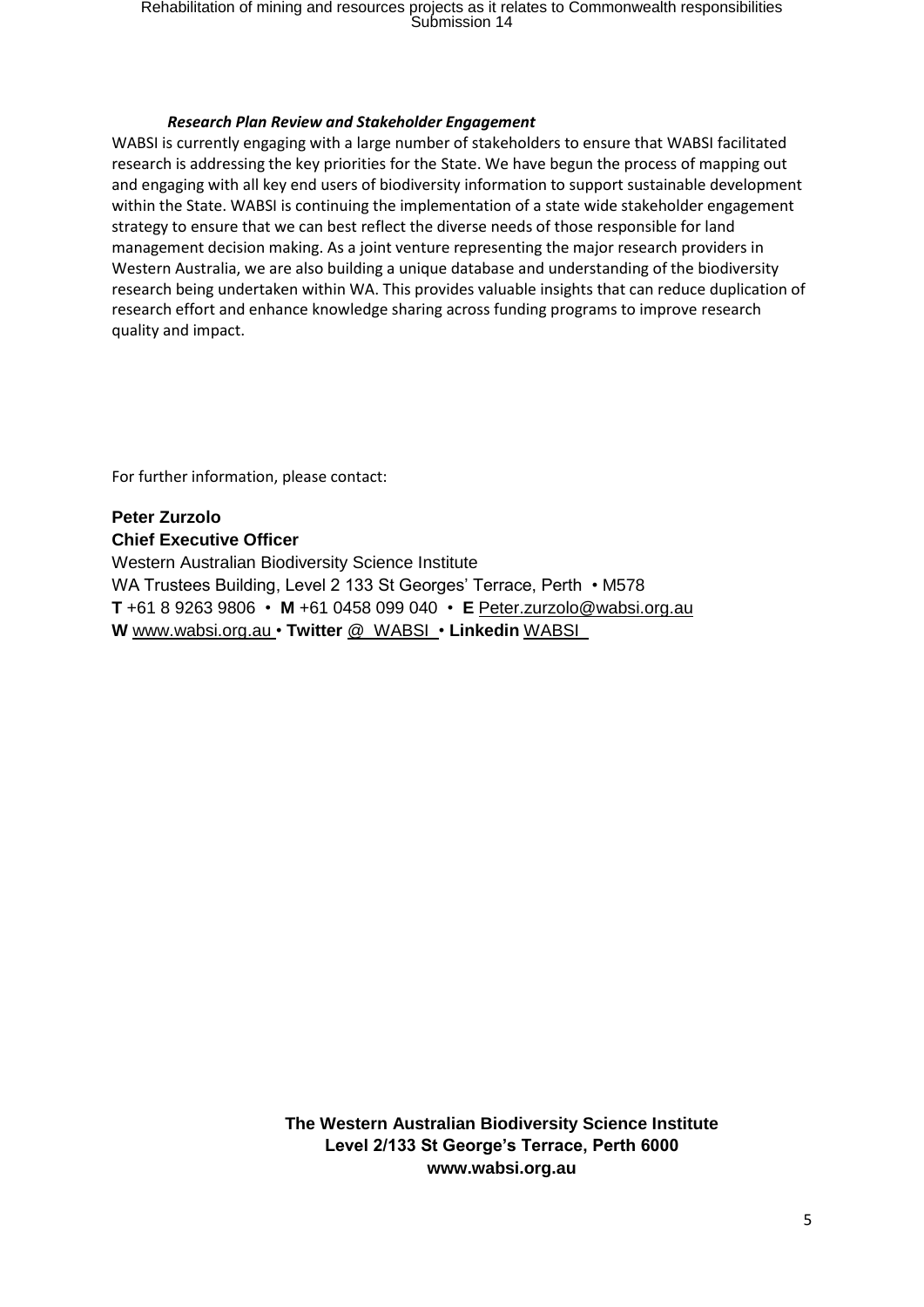***Research Plan Review and Stakeholder Engagement***

WABSI is currently engaging with a large number of stakeholders to ensure that WABSI facilitated research is addressing the key priorities for the State. We have begun the process of mapping out and engaging with all key end users of biodiversity information to support sustainable development within the State. WABSI is continuing the implementation of a state wide stakeholder engagement strategy to ensure that we can best reflect the diverse needs of those responsible for land management decision making. As a joint venture representing the major research providers in Western Australia, we are also building a unique database and understanding of the biodiversity research being undertaken within WA. This provides valuable insights that can reduce duplication of research effort and enhance knowledge sharing across funding programs to improve research quality and impact.

For further information, please contact:

**Peter Zurzolo**
**Chief Executive Officer**
Western Australian Biodiversity Science Institute
WA Trustees Building, Level 2 133 St Georges' Terrace, Perth • M578
**T** +61 8 9263 9806 • **M** +61 0458 099 040 • **E** Peter.zurzolo@wabsi.org.au
**W** www.wabsi.org.au • **Twitter** @_WABSI_ • **Linkedin** WABSI_

**The Western Australian Biodiversity Science Institute**
**Level 2/133 St George's Terrace, Perth 6000**
**www.wabsi.org.au**